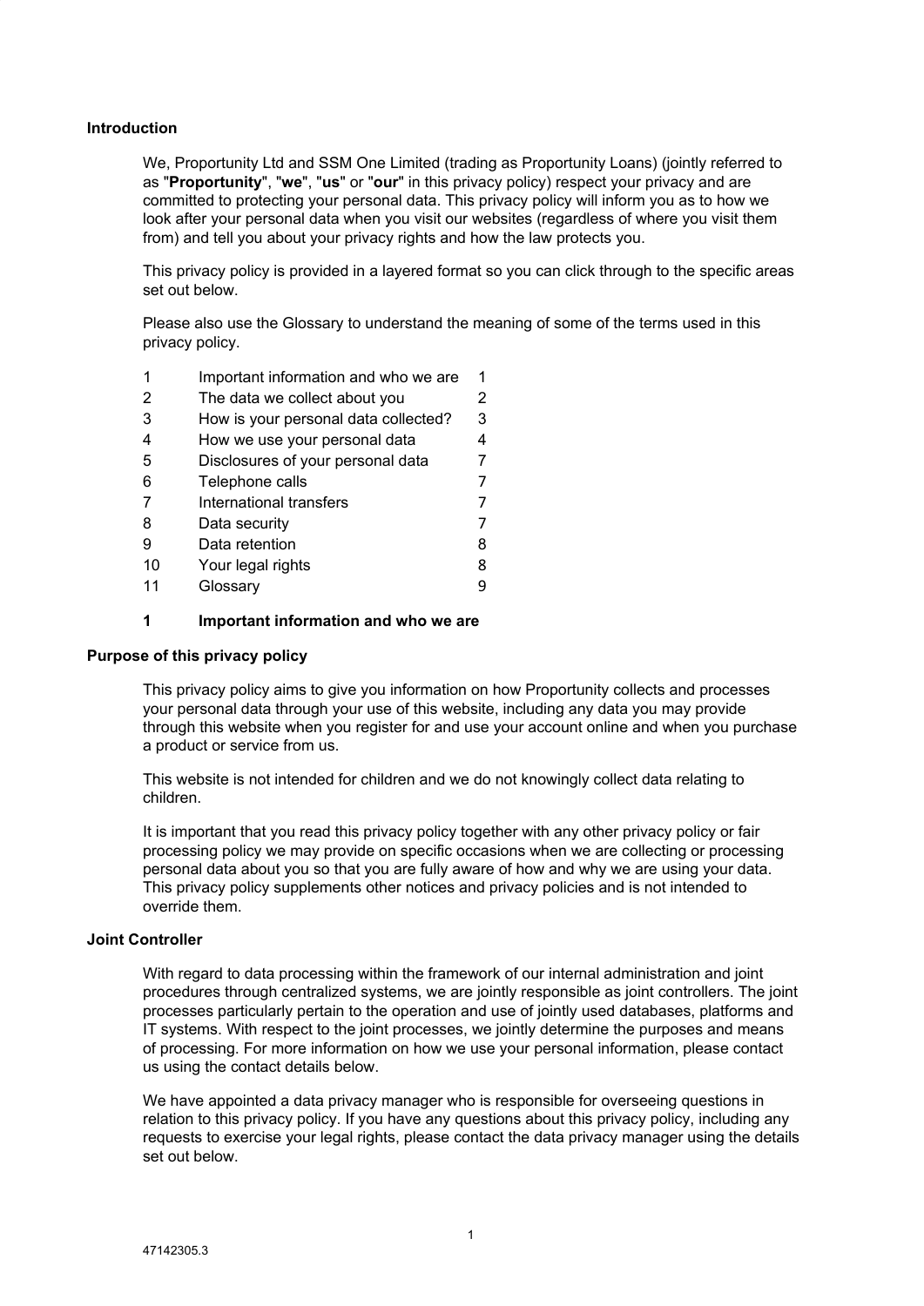## Introduction

We, Proportunity Ltd and SSM One Limited (trading as Proportunity Loans) (jointly referred to as "**Proportunity**", "**we**", "**us**" or "**our**" in this privacy policy) respect your privacy and are committed to protecting your personal data. This privacy policy will inform you as to how we look after your personal data when you visit our websites (regardless of where you visit them from) and tell you about your privacy rights and how the law protects you.

This privacy policy is provided in a layered format so you can click through to the specific areas set out below.

Please also use the Glossary to understand the meaning of some of the terms used in this privacy policy.

| | | |
|---|---|---|
| 1 | Important information and who we are | 1 |
| 2 | The data we collect about you | 2 |
| 3 | How is your personal data collected? | 3 |
| 4 | How we use your personal data | 4 |
| 5 | Disclosures of your personal data | 7 |
| 6 | Telephone calls | 7 |
| 7 | International transfers | 7 |
| 8 | Data security | 7 |
| 9 | Data retention | 8 |
| 10 | Your legal rights | 8 |
| 11 | Glossary | 9 |

## 1 Important information and who we are

### Purpose of this privacy policy

This privacy policy aims to give you information on how Proportunity collects and processes your personal data through your use of this website, including any data you may provide through this website when you register for and use your account online and when you purchase a product or service from us.

This website is not intended for children and we do not knowingly collect data relating to children.

It is important that you read this privacy policy together with any other privacy policy or fair processing policy we may provide on specific occasions when we are collecting or processing personal data about you so that you are fully aware of how and why we are using your data. This privacy policy supplements other notices and privacy policies and is not intended to override them.

### Joint Controller

With regard to data processing within the framework of our internal administration and joint procedures through centralized systems, we are jointly responsible as joint controllers. The joint processes particularly pertain to the operation and use of jointly used databases, platforms and IT systems. With respect to the joint processes, we jointly determine the purposes and means of processing. For more information on how we use your personal information, please contact us using the contact details below.

We have appointed a data privacy manager who is responsible for overseeing questions in relation to this privacy policy. If you have any questions about this privacy policy, including any requests to exercise your legal rights, please contact the data privacy manager using the details set out below.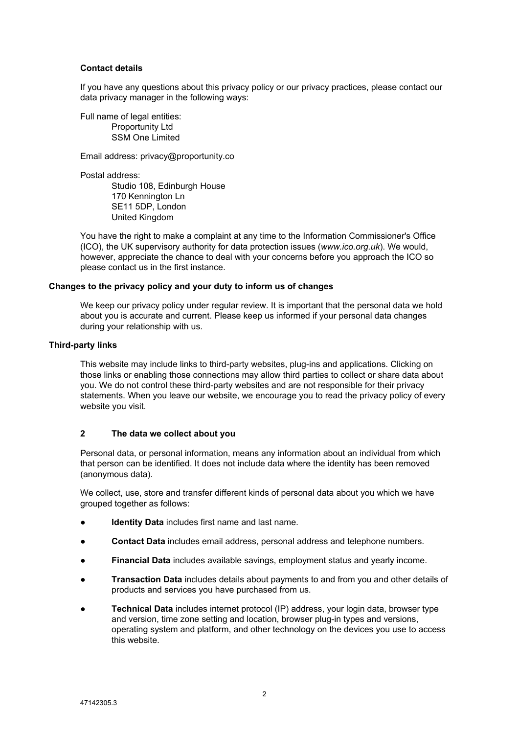**Contact details**

If you have any questions about this privacy policy or our privacy practices, please contact our data privacy manager in the following ways:

Full name of legal entities:
Proportunity Ltd
SSM One Limited

Email address: privacy@proportunity.co

Postal address:
Studio 108, Edinburgh House
170 Kennington Ln
SE11 5DP, London
United Kingdom

You have the right to make a complaint at any time to the Information Commissioner's Office (ICO), the UK supervisory authority for data protection issues (*www.ico.org.uk*). We would, however, appreciate the chance to deal with your concerns before you approach the ICO so please contact us in the first instance.

**Changes to the privacy policy and your duty to inform us of changes**

We keep our privacy policy under regular review. It is important that the personal data we hold about you is accurate and current. Please keep us informed if your personal data changes during your relationship with us.

**Third-party links**

This website may include links to third-party websites, plug-ins and applications. Clicking on those links or enabling those connections may allow third parties to collect or share data about you. We do not control these third-party websites and are not responsible for their privacy statements. When you leave our website, we encourage you to read the privacy policy of every website you visit.

## 2 The data we collect about you

Personal data, or personal information, means any information about an individual from which that person can be identified. It does not include data where the identity has been removed (anonymous data).

We collect, use, store and transfer different kinds of personal data about you which we have grouped together as follows:

- **Identity Data** includes first name and last name.
- **Contact Data** includes email address, personal address and telephone numbers.
- **Financial Data** includes available savings, employment status and yearly income.
- **Transaction Data** includes details about payments to and from you and other details of products and services you have purchased from us.
- **Technical Data** includes internet protocol (IP) address, your login data, browser type and version, time zone setting and location, browser plug-in types and versions, operating system and platform, and other technology on the devices you use to access this website.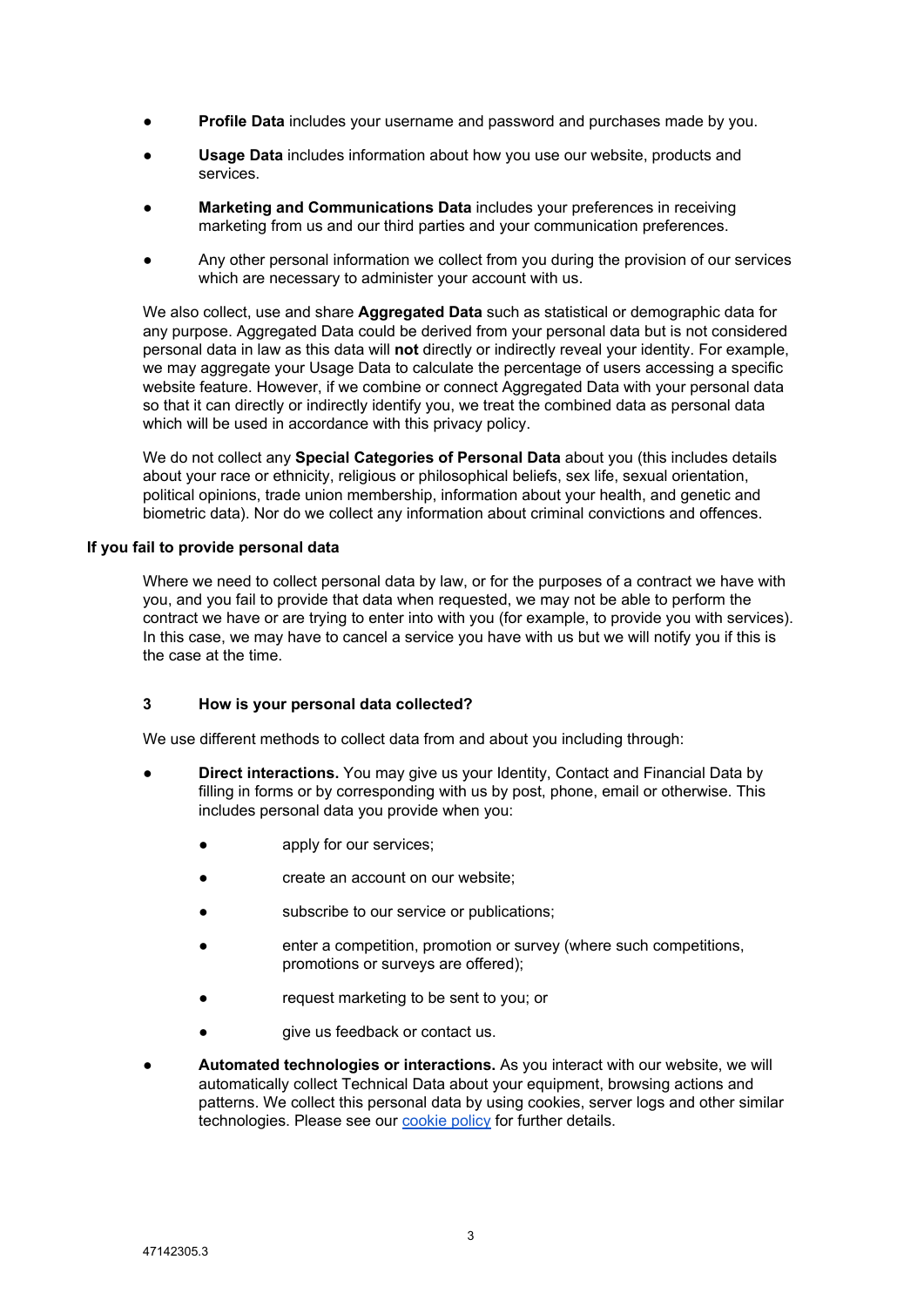- **Profile Data** includes your username and password and purchases made by you.
- **Usage Data** includes information about how you use our website, products and services.
- **Marketing and Communications Data** includes your preferences in receiving marketing from us and our third parties and your communication preferences.
- Any other personal information we collect from you during the provision of our services which are necessary to administer your account with us.

We also collect, use and share **Aggregated Data** such as statistical or demographic data for any purpose. Aggregated Data could be derived from your personal data but is not considered personal data in law as this data will **not** directly or indirectly reveal your identity. For example, we may aggregate your Usage Data to calculate the percentage of users accessing a specific website feature. However, if we combine or connect Aggregated Data with your personal data so that it can directly or indirectly identify you, we treat the combined data as personal data which will be used in accordance with this privacy policy.

We do not collect any **Special Categories of Personal Data** about you (this includes details about your race or ethnicity, religious or philosophical beliefs, sex life, sexual orientation, political opinions, trade union membership, information about your health, and genetic and biometric data). Nor do we collect any information about criminal convictions and offences.

**If you fail to provide personal data**

Where we need to collect personal data by law, or for the purposes of a contract we have with you, and you fail to provide that data when requested, we may not be able to perform the contract we have or are trying to enter into with you (for example, to provide you with services). In this case, we may have to cancel a service you have with us but we will notify you if this is the case at the time.

## 3 How is your personal data collected?

We use different methods to collect data from and about you including through:

- **Direct interactions.** You may give us your Identity, Contact and Financial Data by filling in forms or by corresponding with us by post, phone, email or otherwise. This includes personal data you provide when you:
  - apply for our services;
  - create an account on our website;
  - subscribe to our service or publications;
  - enter a competition, promotion or survey (where such competitions, promotions or surveys are offered);
  - request marketing to be sent to you; or
  - give us feedback or contact us.
- **Automated technologies or interactions.** As you interact with our website, we will automatically collect Technical Data about your equipment, browsing actions and patterns. We collect this personal data by using cookies, server logs and other similar technologies. Please see our cookie policy for further details.

47142305.3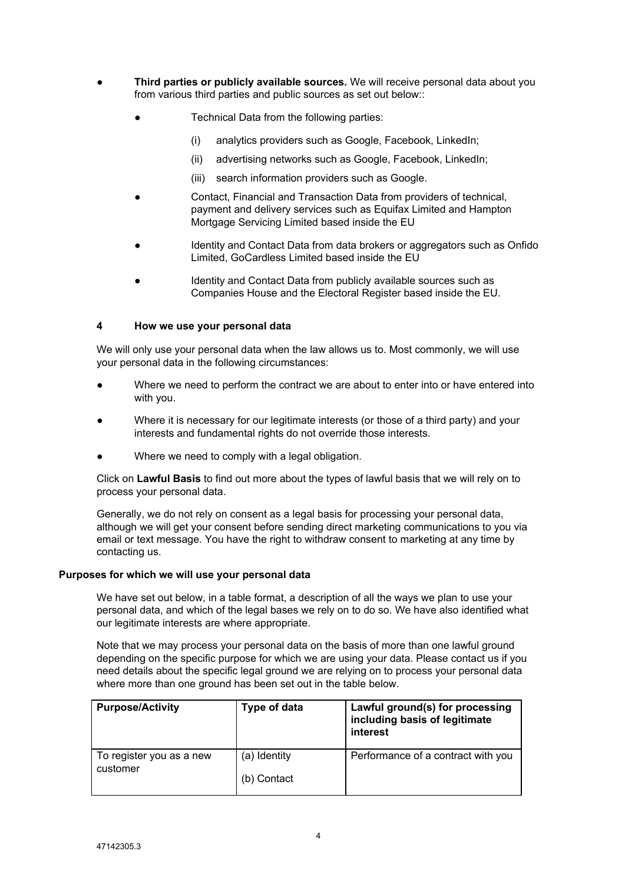- **Third parties or publicly available sources.** We will receive personal data about you from various third parties and public sources as set out below::
  - Technical Data from the following parties:
    - (i) analytics providers such as Google, Facebook, LinkedIn;
    - (ii) advertising networks such as Google, Facebook, LinkedIn;
    - (iii) search information providers such as Google.
  - Contact, Financial and Transaction Data from providers of technical, payment and delivery services such as Equifax Limited and Hampton Mortgage Servicing Limited based inside the EU
  - Identity and Contact Data from data brokers or aggregators such as Onfido Limited, GoCardless Limited based inside the EU
  - Identity and Contact Data from publicly available sources such as Companies House and the Electoral Register based inside the EU.

## 4 How we use your personal data

We will only use your personal data when the law allows us to. Most commonly, we will use your personal data in the following circumstances:

- Where we need to perform the contract we are about to enter into or have entered into with you.
- Where it is necessary for our legitimate interests (or those of a third party) and your interests and fundamental rights do not override those interests.
- Where we need to comply with a legal obligation.

Click on **Lawful Basis** to find out more about the types of lawful basis that we will rely on to process your personal data.

Generally, we do not rely on consent as a legal basis for processing your personal data, although we will get your consent before sending direct marketing communications to you via email or text message. You have the right to withdraw consent to marketing at any time by contacting us.

### Purposes for which we will use your personal data

We have set out below, in a table format, a description of all the ways we plan to use your personal data, and which of the legal bases we rely on to do so. We have also identified what our legitimate interests are where appropriate.

Note that we may process your personal data on the basis of more than one lawful ground depending on the specific purpose for which we are using your data. Please contact us if you need details about the specific legal ground we are relying on to process your personal data where more than one ground has been set out in the table below.

| Purpose/Activity | Type of data | Lawful ground(s) for processing including basis of legitimate interest |
|---|---|---|
| To register you as a new customer | (a) Identity<br>(b) Contact | Performance of a contract with you |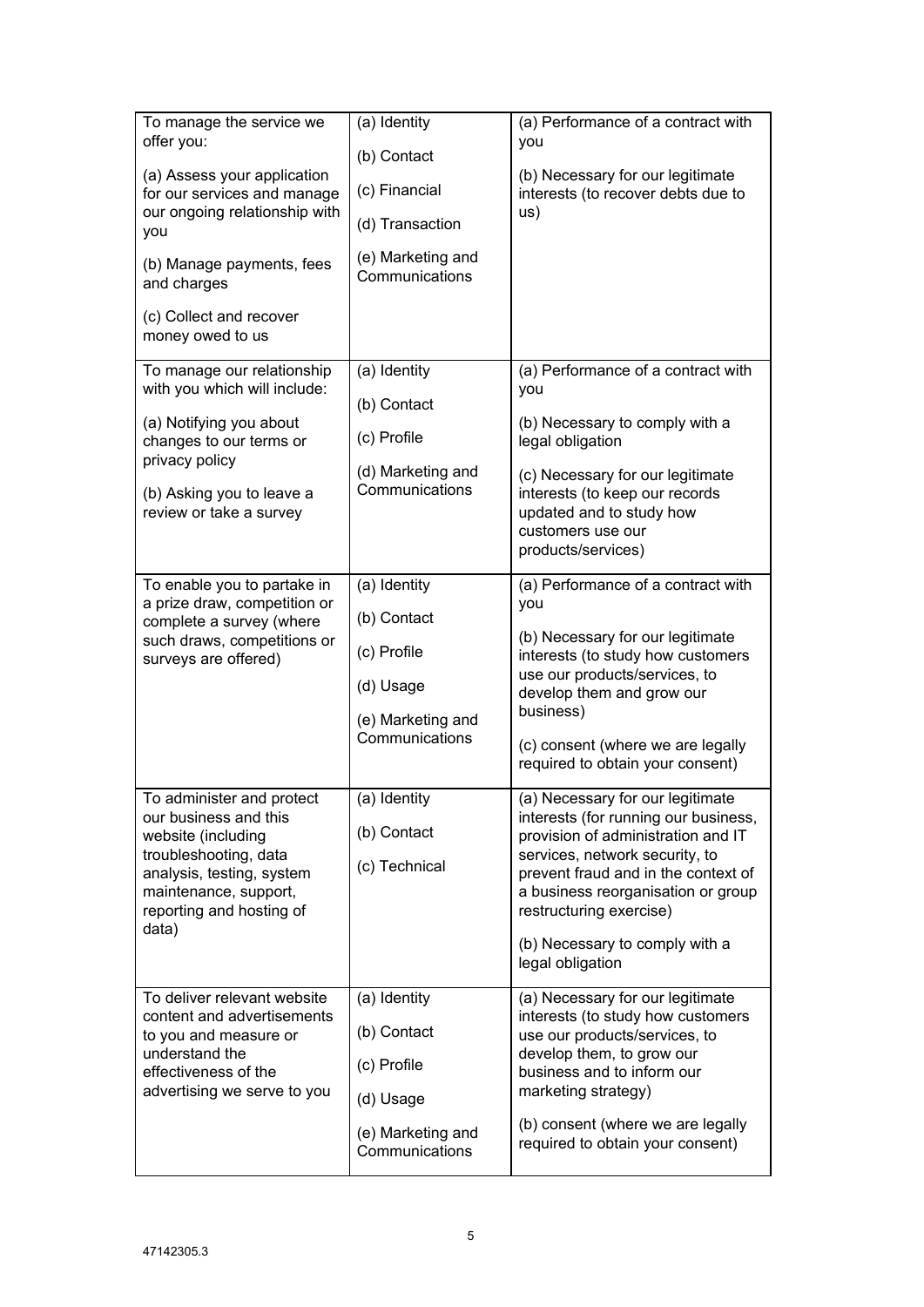| | | |
|---|---|---|
| To manage the service we offer you:<br><br>(a) Assess your application for our services and manage our ongoing relationship with you<br><br>(b) Manage payments, fees and charges<br><br>(c) Collect and recover money owed to us | (a) Identity<br><br>(b) Contact<br><br>(c) Financial<br><br>(d) Transaction<br><br>(e) Marketing and Communications | (a) Performance of a contract with you<br><br>(b) Necessary for our legitimate interests (to recover debts due to us) |
| To manage our relationship with you which will include:<br><br>(a) Notifying you about changes to our terms or privacy policy<br><br>(b) Asking you to leave a review or take a survey | (a) Identity<br><br>(b) Contact<br><br>(c) Profile<br><br>(d) Marketing and Communications | (a) Performance of a contract with you<br><br>(b) Necessary to comply with a legal obligation<br><br>(c) Necessary for our legitimate interests (to keep our records updated and to study how customers use our products/services) |
| To enable you to partake in a prize draw, competition or complete a survey (where such draws, competitions or surveys are offered) | (a) Identity<br><br>(b) Contact<br><br>(c) Profile<br><br>(d) Usage<br><br>(e) Marketing and Communications | (a) Performance of a contract with you<br><br>(b) Necessary for our legitimate interests (to study how customers use our products/services, to develop them and grow our business)<br><br>(c) consent (where we are legally required to obtain your consent) |
| To administer and protect our business and this website (including troubleshooting, data analysis, testing, system maintenance, support, reporting and hosting of data) | (a) Identity<br><br>(b) Contact<br><br>(c) Technical | (a) Necessary for our legitimate interests (for running our business, provision of administration and IT services, network security, to prevent fraud and in the context of a business reorganisation or group restructuring exercise)<br><br>(b) Necessary to comply with a legal obligation |
| To deliver relevant website content and advertisements to you and measure or understand the effectiveness of the advertising we serve to you | (a) Identity<br><br>(b) Contact<br><br>(c) Profile<br><br>(d) Usage<br><br>(e) Marketing and Communications | (a) Necessary for our legitimate interests (to study how customers use our products/services, to develop them, to grow our business and to inform our marketing strategy)<br><br>(b) consent (where we are legally required to obtain your consent) |

47142305.3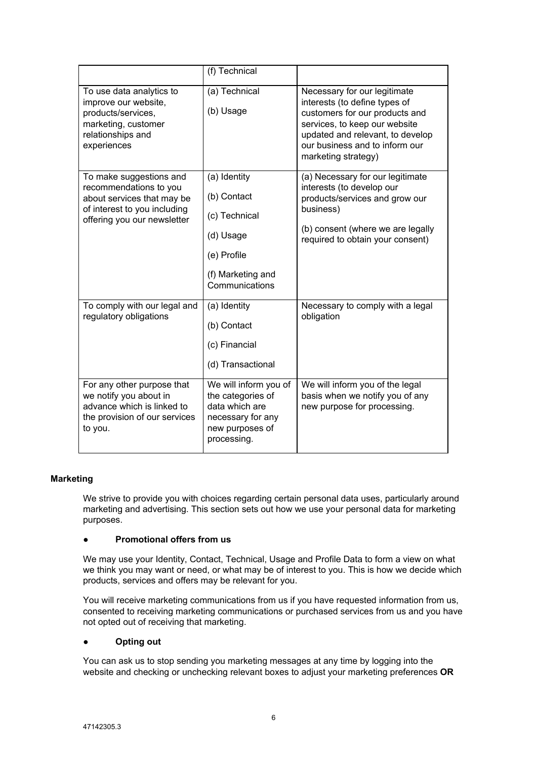| | | |
|---|---|---|
| | (f) Technical | |
| To use data analytics to improve our website, products/services, marketing, customer relationships and experiences | (a) Technical<br><br>(b) Usage | Necessary for our legitimate interests (to define types of customers for our products and services, to keep our website updated and relevant, to develop our business and to inform our marketing strategy) |
| To make suggestions and recommendations to you about services that may be of interest to you including offering you our newsletter | (a) Identity<br><br>(b) Contact<br><br>(c) Technical<br><br>(d) Usage<br><br>(e) Profile<br><br>(f) Marketing and Communications | (a) Necessary for our legitimate interests (to develop our products/services and grow our business)<br><br>(b) consent (where we are legally required to obtain your consent) |
| To comply with our legal and regulatory obligations | (a) Identity<br><br>(b) Contact<br><br>(c) Financial<br><br>(d) Transactional | Necessary to comply with a legal obligation |
| For any other purpose that we notify you about in advance which is linked to the provision of our services to you. | We will inform you of the categories of data which are necessary for any new purposes of processing. | We will inform you of the legal basis when we notify you of any new purpose for processing. |

**Marketing**

We strive to provide you with choices regarding certain personal data uses, particularly around marketing and advertising. This section sets out how we use your personal data for marketing purposes.

- **Promotional offers from us**

We may use your Identity, Contact, Technical, Usage and Profile Data to form a view on what we think you may want or need, or what may be of interest to you. This is how we decide which products, services and offers may be relevant for you.

You will receive marketing communications from us if you have requested information from us, consented to receiving marketing communications or purchased services from us and you have not opted out of receiving that marketing.

- **Opting out**

You can ask us to stop sending you marketing messages at any time by logging into the website and checking or unchecking relevant boxes to adjust your marketing preferences **OR**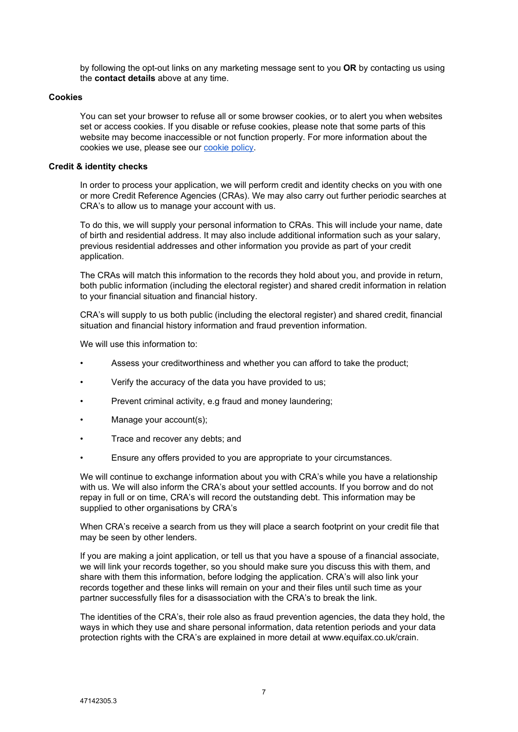by following the opt-out links on any marketing message sent to you **OR** by contacting us using the **contact details** above at any time.

**Cookies**

You can set your browser to refuse all or some browser cookies, or to alert you when websites set or access cookies. If you disable or refuse cookies, please note that some parts of this website may become inaccessible or not function properly. For more information about the cookies we use, please see our [cookie policy](#).

**Credit & identity checks**

In order to process your application, we will perform credit and identity checks on you with one or more Credit Reference Agencies (CRAs). We may also carry out further periodic searches at CRA's to allow us to manage your account with us.

To do this, we will supply your personal information to CRAs. This will include your name, date of birth and residential address. It may also include additional information such as your salary, previous residential addresses and other information you provide as part of your credit application.

The CRAs will match this information to the records they hold about you, and provide in return, both public information (including the electoral register) and shared credit information in relation to your financial situation and financial history.

CRA's will supply to us both public (including the electoral register) and shared credit, financial situation and financial history information and fraud prevention information.

We will use this information to:

- Assess your creditworthiness and whether you can afford to take the product;
- Verify the accuracy of the data you have provided to us;
- Prevent criminal activity, e.g fraud and money laundering;
- Manage your account(s);
- Trace and recover any debts; and
- Ensure any offers provided to you are appropriate to your circumstances.

We will continue to exchange information about you with CRA's while you have a relationship with us. We will also inform the CRA's about your settled accounts. If you borrow and do not repay in full or on time, CRA's will record the outstanding debt. This information may be supplied to other organisations by CRA's

When CRA's receive a search from us they will place a search footprint on your credit file that may be seen by other lenders.

If you are making a joint application, or tell us that you have a spouse of a financial associate, we will link your records together, so you should make sure you discuss this with them, and share with them this information, before lodging the application. CRA's will also link your records together and these links will remain on your and their files until such time as your partner successfully files for a disassociation with the CRA's to break the link.

The identities of the CRA's, their role also as fraud prevention agencies, the data they hold, the ways in which they use and share personal information, data retention periods and your data protection rights with the CRA's are explained in more detail at www.equifax.co.uk/crain.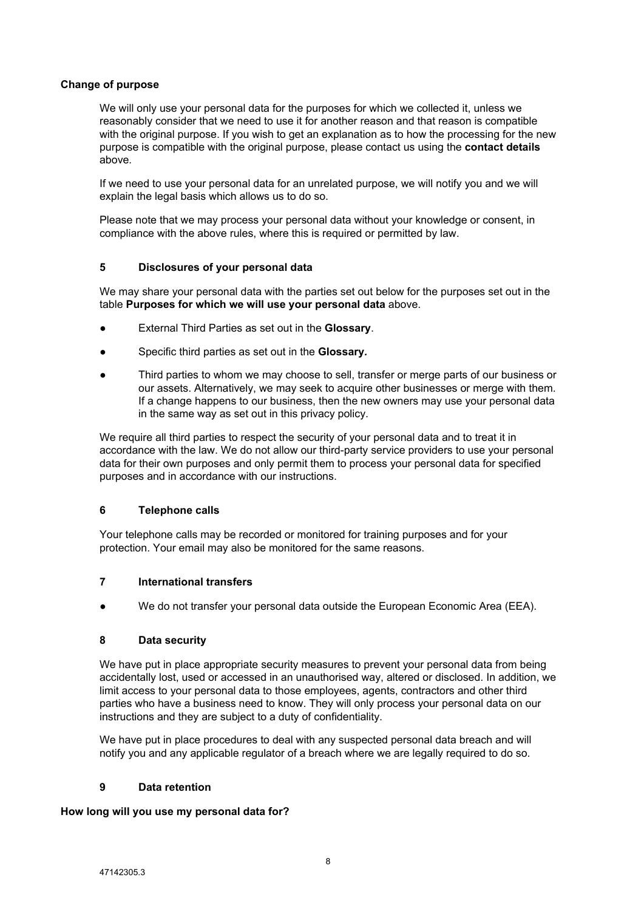**Change of purpose**

We will only use your personal data for the purposes for which we collected it, unless we reasonably consider that we need to use it for another reason and that reason is compatible with the original purpose. If you wish to get an explanation as to how the processing for the new purpose is compatible with the original purpose, please contact us using the **contact details** above.

If we need to use your personal data for an unrelated purpose, we will notify you and we will explain the legal basis which allows us to do so.

Please note that we may process your personal data without your knowledge or consent, in compliance with the above rules, where this is required or permitted by law.

## 5 Disclosures of your personal data

We may share your personal data with the parties set out below for the purposes set out in the table **Purposes for which we will use your personal data** above.

- External Third Parties as set out in the **Glossary**.
- Specific third parties as set out in the **Glossary***.*
- Third parties to whom we may choose to sell, transfer or merge parts of our business or our assets. Alternatively, we may seek to acquire other businesses or merge with them. If a change happens to our business, then the new owners may use your personal data in the same way as set out in this privacy policy.

We require all third parties to respect the security of your personal data and to treat it in accordance with the law. We do not allow our third-party service providers to use your personal data for their own purposes and only permit them to process your personal data for specified purposes and in accordance with our instructions.

## 6 Telephone calls

Your telephone calls may be recorded or monitored for training purposes and for your protection. Your email may also be monitored for the same reasons.

## 7 International transfers

- We do not transfer your personal data outside the European Economic Area (EEA).

## 8 Data security

We have put in place appropriate security measures to prevent your personal data from being accidentally lost, used or accessed in an unauthorised way, altered or disclosed. In addition, we limit access to your personal data to those employees, agents, contractors and other third parties who have a business need to know. They will only process your personal data on our instructions and they are subject to a duty of confidentiality.

We have put in place procedures to deal with any suspected personal data breach and will notify you and any applicable regulator of a breach where we are legally required to do so.

## 9 Data retention

**How long will you use my personal data for?**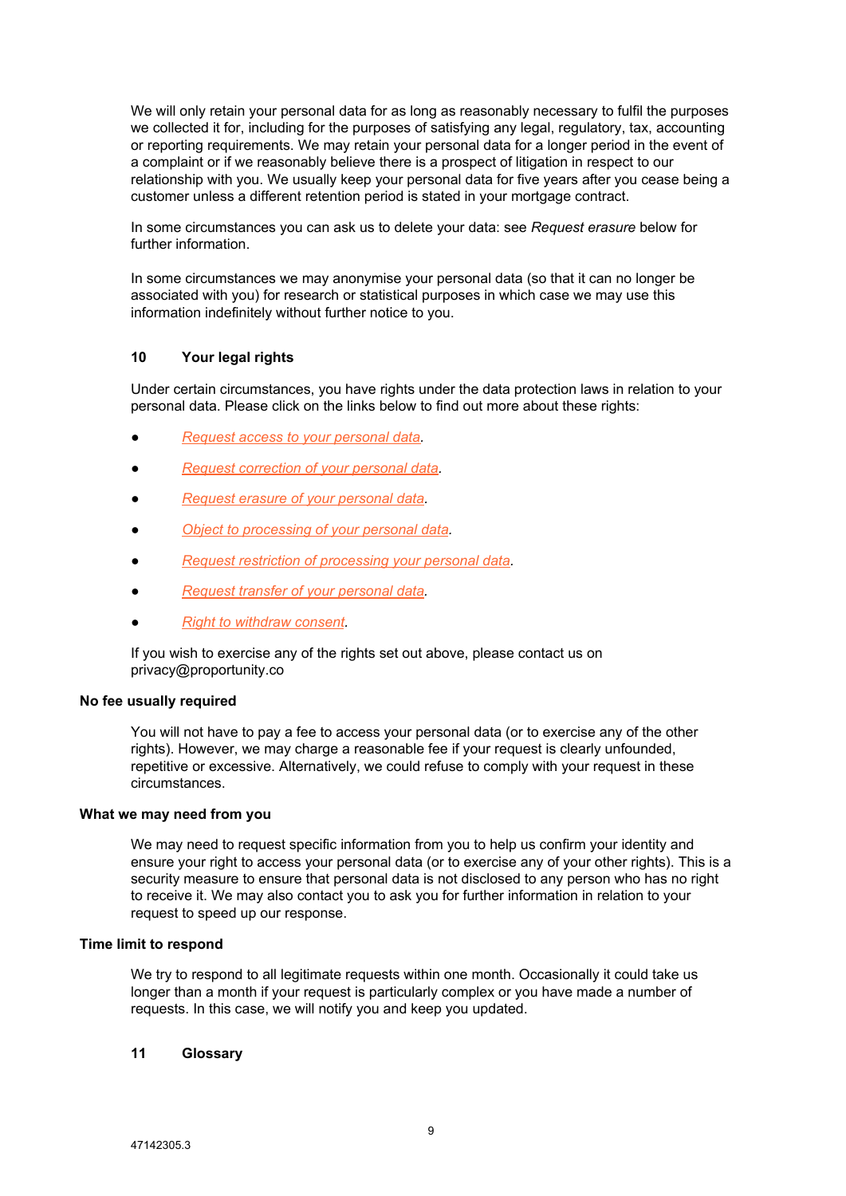We will only retain your personal data for as long as reasonably necessary to fulfil the purposes we collected it for, including for the purposes of satisfying any legal, regulatory, tax, accounting or reporting requirements. We may retain your personal data for a longer period in the event of a complaint or if we reasonably believe there is a prospect of litigation in respect to our relationship with you. We usually keep your personal data for five years after you cease being a customer unless a different retention period is stated in your mortgage contract.

In some circumstances you can ask us to delete your data: see *Request erasure* below for further information.

In some circumstances we may anonymise your personal data (so that it can no longer be associated with you) for research or statistical purposes in which case we may use this information indefinitely without further notice to you.

## 10 Your legal rights

Under certain circumstances, you have rights under the data protection laws in relation to your personal data. Please click on the links below to find out more about these rights:

- *Request access to your personal data*.
- *Request correction of your personal data*.
- *Request erasure of your personal data*.
- *Object to processing of your personal data*.
- *Request restriction of processing your personal data*.
- *Request transfer of your personal data*.
- *Right to withdraw consent*.

If you wish to exercise any of the rights set out above, please contact us on privacy@proportunity.co

**No fee usually required**

You will not have to pay a fee to access your personal data (or to exercise any of the other rights). However, we may charge a reasonable fee if your request is clearly unfounded, repetitive or excessive. Alternatively, we could refuse to comply with your request in these circumstances.

**What we may need from you**

We may need to request specific information from you to help us confirm your identity and ensure your right to access your personal data (or to exercise any of your other rights). This is a security measure to ensure that personal data is not disclosed to any person who has no right to receive it. We may also contact you to ask you for further information in relation to your request to speed up our response.

**Time limit to respond**

We try to respond to all legitimate requests within one month. Occasionally it could take us longer than a month if your request is particularly complex or you have made a number of requests. In this case, we will notify you and keep you updated.

## 11 Glossary

47142305.3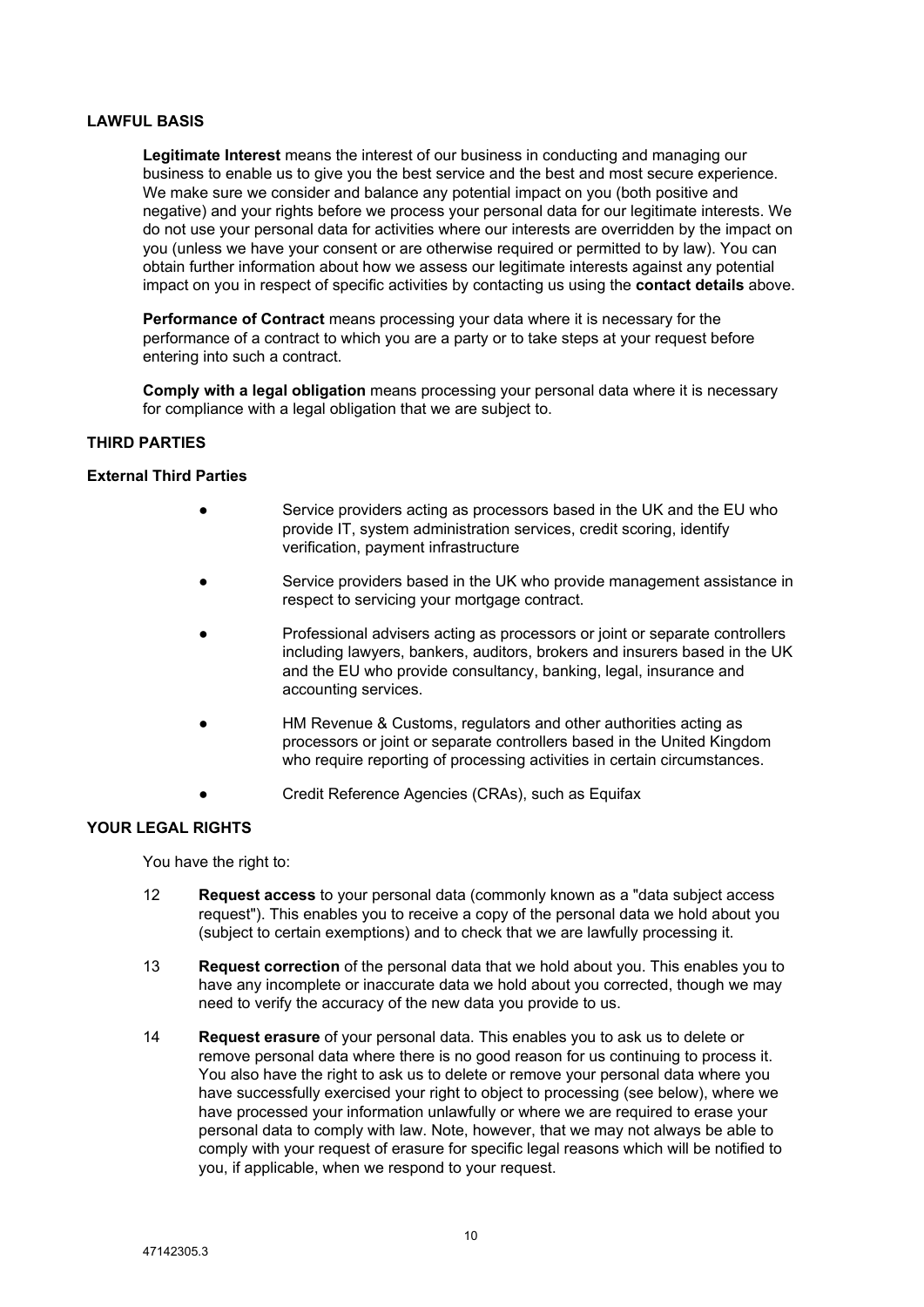## LAWFUL BASIS

**Legitimate Interest** means the interest of our business in conducting and managing our business to enable us to give you the best service and the best and most secure experience. We make sure we consider and balance any potential impact on you (both positive and negative) and your rights before we process your personal data for our legitimate interests. We do not use your personal data for activities where our interests are overridden by the impact on you (unless we have your consent or are otherwise required or permitted to by law). You can obtain further information about how we assess our legitimate interests against any potential impact on you in respect of specific activities by contacting us using the **contact details** above.

**Performance of Contract** means processing your data where it is necessary for the performance of a contract to which you are a party or to take steps at your request before entering into such a contract.

**Comply with a legal obligation** means processing your personal data where it is necessary for compliance with a legal obligation that we are subject to.

## THIRD PARTIES

### External Third Parties

- Service providers acting as processors based in the UK and the EU who provide IT, system administration services, credit scoring, identify verification, payment infrastructure
- Service providers based in the UK who provide management assistance in respect to servicing your mortgage contract.
- Professional advisers acting as processors or joint or separate controllers including lawyers, bankers, auditors, brokers and insurers based in the UK and the EU who provide consultancy, banking, legal, insurance and accounting services.
- HM Revenue & Customs, regulators and other authorities acting as processors or joint or separate controllers based in the United Kingdom who require reporting of processing activities in certain circumstances.
- Credit Reference Agencies (CRAs), such as Equifax

## YOUR LEGAL RIGHTS

You have the right to:

12 **Request access** to your personal data (commonly known as a "data subject access request"). This enables you to receive a copy of the personal data we hold about you (subject to certain exemptions) and to check that we are lawfully processing it.

13 **Request correction** of the personal data that we hold about you. This enables you to have any incomplete or inaccurate data we hold about you corrected, though we may need to verify the accuracy of the new data you provide to us.

14 **Request erasure** of your personal data. This enables you to ask us to delete or remove personal data where there is no good reason for us continuing to process it. You also have the right to ask us to delete or remove your personal data where you have successfully exercised your right to object to processing (see below), where we have processed your information unlawfully or where we are required to erase your personal data to comply with law. Note, however, that we may not always be able to comply with your request of erasure for specific legal reasons which will be notified to you, if applicable, when we respond to your request.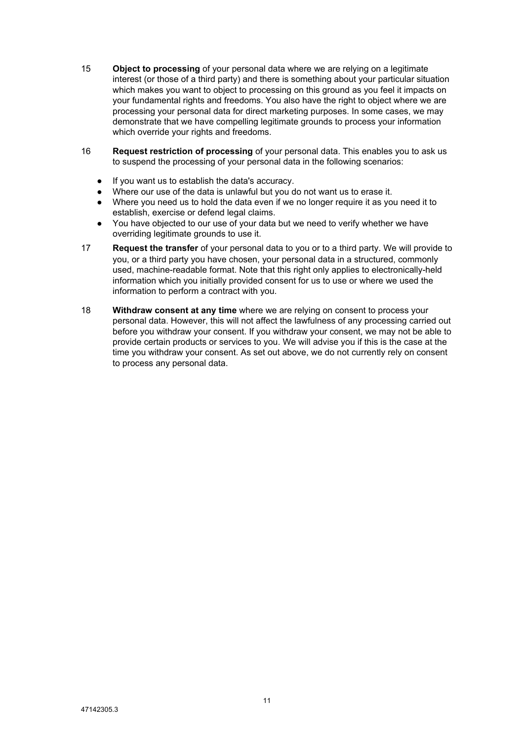15 **Object to processing** of your personal data where we are relying on a legitimate interest (or those of a third party) and there is something about your particular situation which makes you want to object to processing on this ground as you feel it impacts on your fundamental rights and freedoms. You also have the right to object where we are processing your personal data for direct marketing purposes. In some cases, we may demonstrate that we have compelling legitimate grounds to process your information which override your rights and freedoms.

16 **Request restriction of processing** of your personal data. This enables you to ask us to suspend the processing of your personal data in the following scenarios:

- If you want us to establish the data's accuracy.
- Where our use of the data is unlawful but you do not want us to erase it.
- Where you need us to hold the data even if we no longer require it as you need it to establish, exercise or defend legal claims.
- You have objected to our use of your data but we need to verify whether we have overriding legitimate grounds to use it.

17 **Request the transfer** of your personal data to you or to a third party. We will provide to you, or a third party you have chosen, your personal data in a structured, commonly used, machine-readable format. Note that this right only applies to electronically-held information which you initially provided consent for us to use or where we used the information to perform a contract with you.

18 **Withdraw consent at any time** where we are relying on consent to process your personal data. However, this will not affect the lawfulness of any processing carried out before you withdraw your consent. If you withdraw your consent, we may not be able to provide certain products or services to you. We will advise you if this is the case at the time you withdraw your consent. As set out above, we do not currently rely on consent to process any personal data.

47142305.3